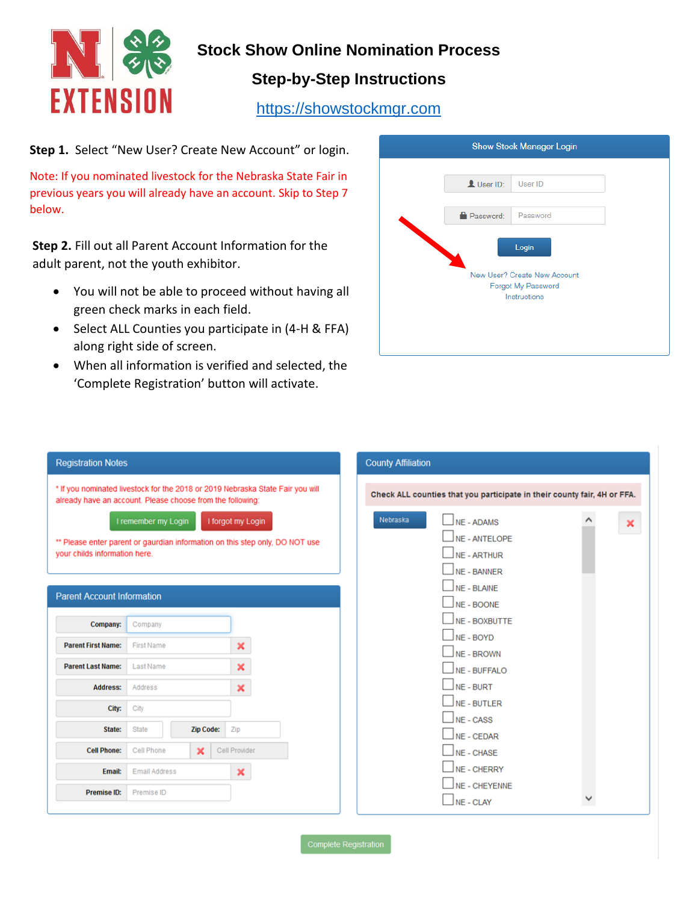# Stock Show Online Nomination Process

## Step-by-Step Instructions

https://showstockmgr.com

**Step 1.** Select "New User? Create New Account" or login.

Note: If you nominated livestock for the Nebraska State Fair in previous years you will already have an account. Skip to Step 7 below.

**Step 2.** Fill out all Parent Account Information for the adult parent, not the youth exhibitor.

- You will not be able to proceed without having all green check marks in each field.
- Select ALL Counties you participate in (4-H & FFA) along right side of screen.
- When all information is verified and selected, the 'Complete Registration' button will activate.

Show Stock Manager Login

User ID: User ID

Password: Password

Login

New User? Create New Account
Forgot My Password
Instructions

Registration Notes

* If you nominated livestock for the 2018 or 2019 Nebraska State Fair you will already have an account. Please choose from the following:

I remember my Login | I forgot my Login

** Please enter parent or gaurdian information on this step only, DO NOT use your childs information here.

Parent Account Information

Company: Company
Parent First Name: First Name
Parent Last Name: Last Name
Address: Address
City: City
State: State | Zip Code: Zip
Cell Phone: Cell Phone | Cell Provider
Email: Email Address
Premise ID: Premise ID

County Affiliation

Check ALL counties that you participate in their county fair, 4H or FFA.

Nebraska

- NE - ADAMS
- NE - ANTELOPE
- NE - ARTHUR
- NE - BANNER
- NE - BLAINE
- NE - BOONE
- NE - BOXBUTTE
- NE - BOYD
- NE - BROWN
- NE - BUFFALO
- NE - BURT
- NE - BUTLER
- NE - CASS
- NE - CEDAR
- NE - CHASE
- NE - CHERRY
- NE - CHEYENNE
- NE - CLAY

Complete Registration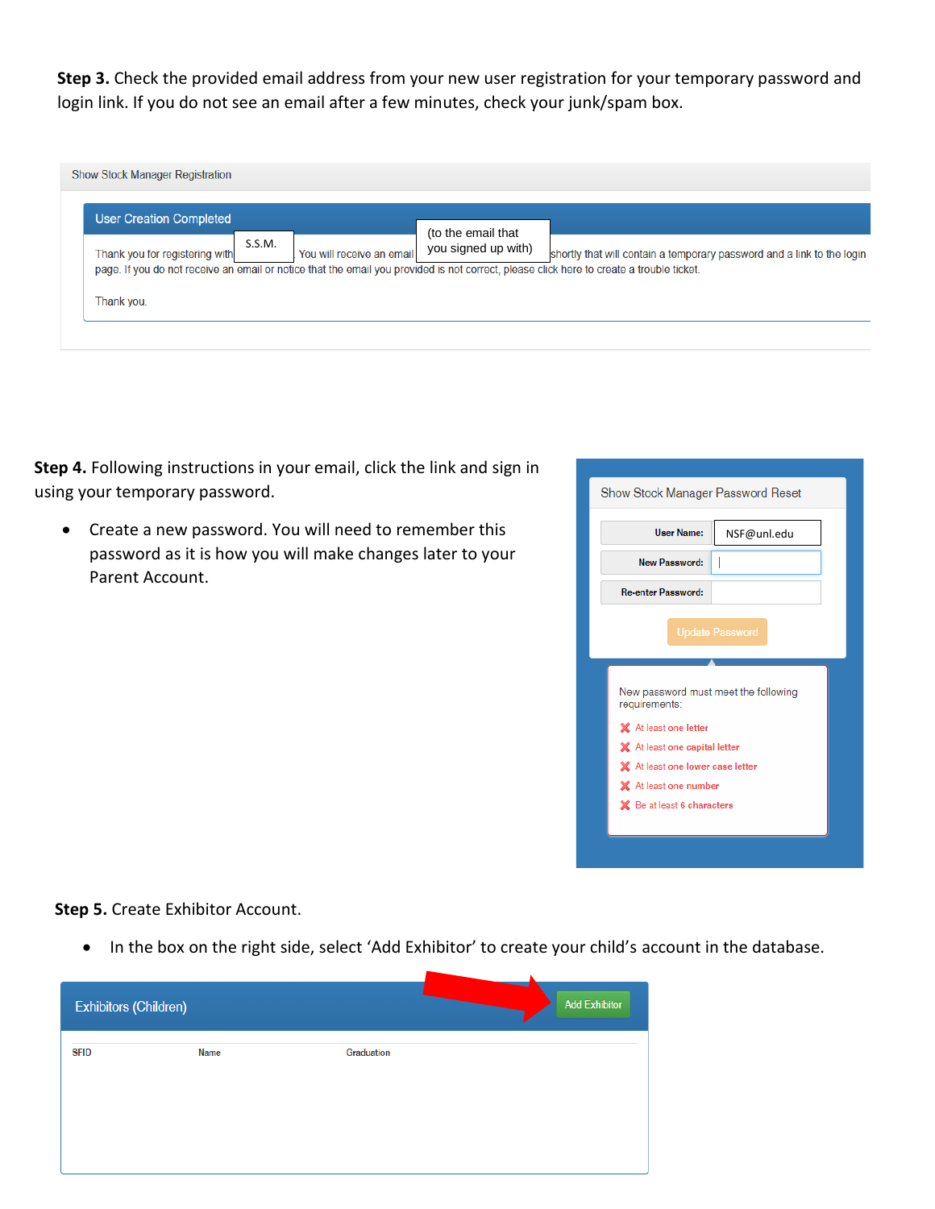**Step 3.** Check the provided email address from your new user registration for your temporary password and login link. If you do not see an email after a few minutes, check your junk/spam box.

Show Stock Manager Registration

User Creation Completed

Thank you for registering with S.S.M. You will receive an email (to the email that you signed up with) shortly that will contain a temporary password and a link to the login page. If you do not receive an email or notice that the email you provided is not correct, please click here to create a trouble ticket.

Thank you.

**Step 4.** Following instructions in your email, click the link and sign in using your temporary password.

- Create a new password. You will need to remember this password as it is how you will make changes later to your Parent Account.

Show Stock Manager Password Reset

User Name: NSF@unl.edu

New Password:

Re-enter Password:

Update Password

New password must meet the following requirements:

- At least one letter
- At least one capital letter
- At least one lower case letter
- At least one number
- Be at least 6 characters

**Step 5.** Create Exhibitor Account.

- In the box on the right side, select 'Add Exhibitor' to create your child's account in the database.

Exhibitors (Children) — Add Exhibitor

| SFID | Name | Graduation |
|---|---|---|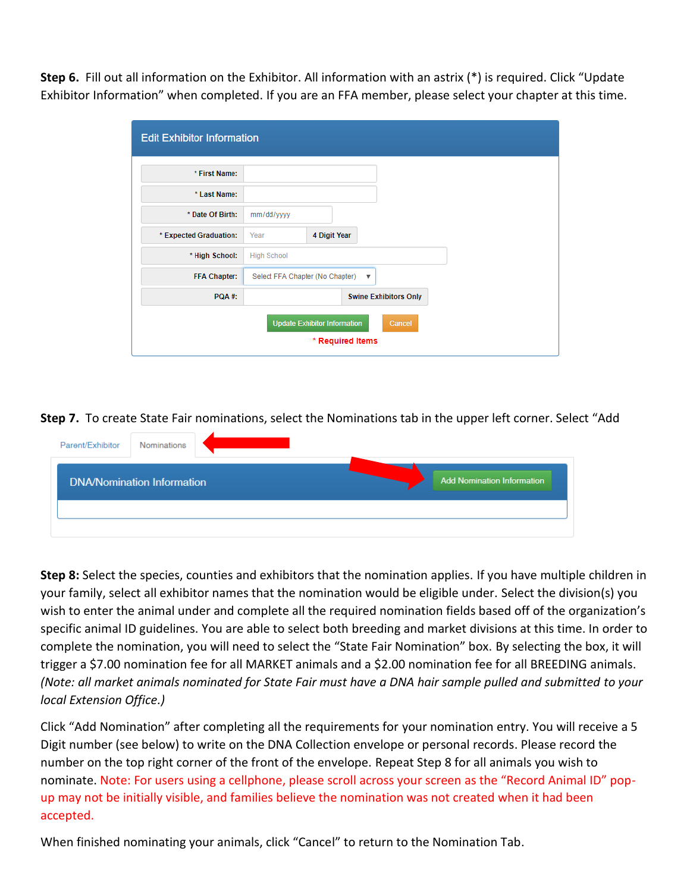**Step 6.** Fill out all information on the Exhibitor. All information with an astrix (*) is required. Click "Update Exhibitor Information" when completed. If you are an FFA member, please select your chapter at this time.

**Edit Exhibitor Information**

| | |
|---|---|
| * First Name: | |
| * Last Name: | |
| * Date Of Birth: | mm/dd/yyyy |
| * Expected Graduation: | Year — 4 Digit Year |
| * High School: | High School |
| FFA Chapter: | Select FFA Chapter (No Chapter) |
| PQA #: | Swine Exhibitors Only |

Update Exhibitor Information | Cancel

* Required Items

**Step 7.** To create State Fair nominations, select the Nominations tab in the upper left corner. Select "Add

Parent/Exhibitor | Nominations

**DNA/Nomination Information** — Add Nomination Information

**Step 8:** Select the species, counties and exhibitors that the nomination applies. If you have multiple children in your family, select all exhibitor names that the nomination would be eligible under. Select the division(s) you wish to enter the animal under and complete all the required nomination fields based off of the organization's specific animal ID guidelines. You are able to select both breeding and market divisions at this time. In order to complete the nomination, you will need to select the "State Fair Nomination" box. By selecting the box, it will trigger a $7.00 nomination fee for all MARKET animals and a $2.00 nomination fee for all BREEDING animals. *(Note: all market animals nominated for State Fair must have a DNA hair sample pulled and submitted to your local Extension Office.)*

Click "Add Nomination" after completing all the requirements for your nomination entry. You will receive a 5 Digit number (see below) to write on the DNA Collection envelope or personal records. Please record the number on the top right corner of the front of the envelope. Repeat Step 8 for all animals you wish to nominate. Note: For users using a cellphone, please scroll across your screen as the "Record Animal ID" pop-up may not be initially visible, and families believe the nomination was not created when it had been accepted.

When finished nominating your animals, click "Cancel" to return to the Nomination Tab.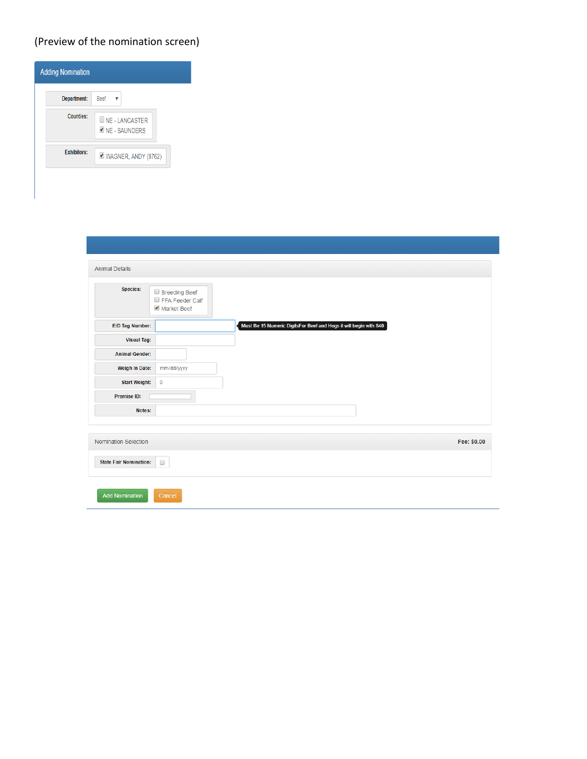(Preview of the nomination screen)

## Adding Nomination

**Department:** Beef

**Counties:**
- [ ] NE - LANCASTER
- [x] NE - SAUNDERS

**Exhibitors:**
- [x] WAGNER, ANDY (8762)

### Animal Details

**Species:**
- [ ] Breeding Beef
- [ ] FFA Feeder Calf
- [x] Market Beef

**EID Tag Number:** Must Be 15 Numeric DigitsFor Beef and Hogs it will begin with 840

**Visual Tag:**

**Animal Gender:**

**Weigh In Date:** mm/dd/yyyy

**Start Weight:** 0

**Premise ID:**

**Notes:**

### Nomination Selection

**Fee: $0.00**

**State Fair Nomination:** [ ]

Add Nomination | Cancel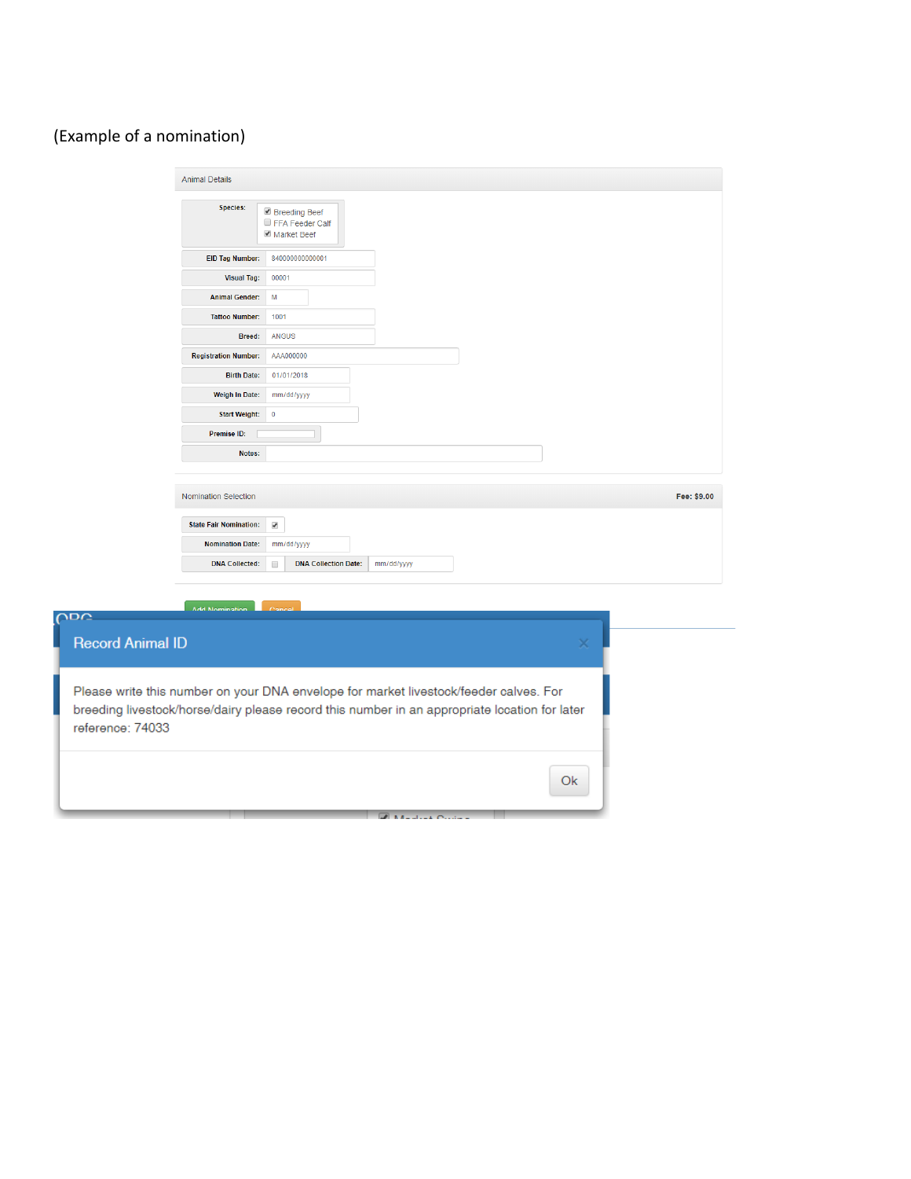(Example of a nomination)

**Animal Details**

| Field | Value |
|---|---|
| Species: | ☑ Breeding Beef ☐ FFA Feeder Calf ☑ Market Beef |
| EID Tag Number: | 840000000000001 |
| Visual Tag: | 00001 |
| Animal Gender: | M |
| Tattoo Number: | 1001 |
| Breed: | ANGUS |
| Registration Number: | AAA000000 |
| Birth Date: | 01/01/2018 |
| Weigh In Date: | mm/dd/yyyy |
| Start Weight: | 0 |
| Premise ID: | |
| Notes: | |

**Nomination Selection** — Fee: $9.00

| Field | Value |
|---|---|
| State Fair Nomination: | ☑ |
| Nomination Date: | mm/dd/yyyy |
| DNA Collected: | ☐ |
| DNA Collection Date: | mm/dd/yyyy |

Add Nomination | Cancel

**Record Animal ID**

Please write this number on your DNA envelope for market livestock/feeder calves. For breeding livestock/horse/dairy please record this number in an appropriate location for later reference: 74033

Ok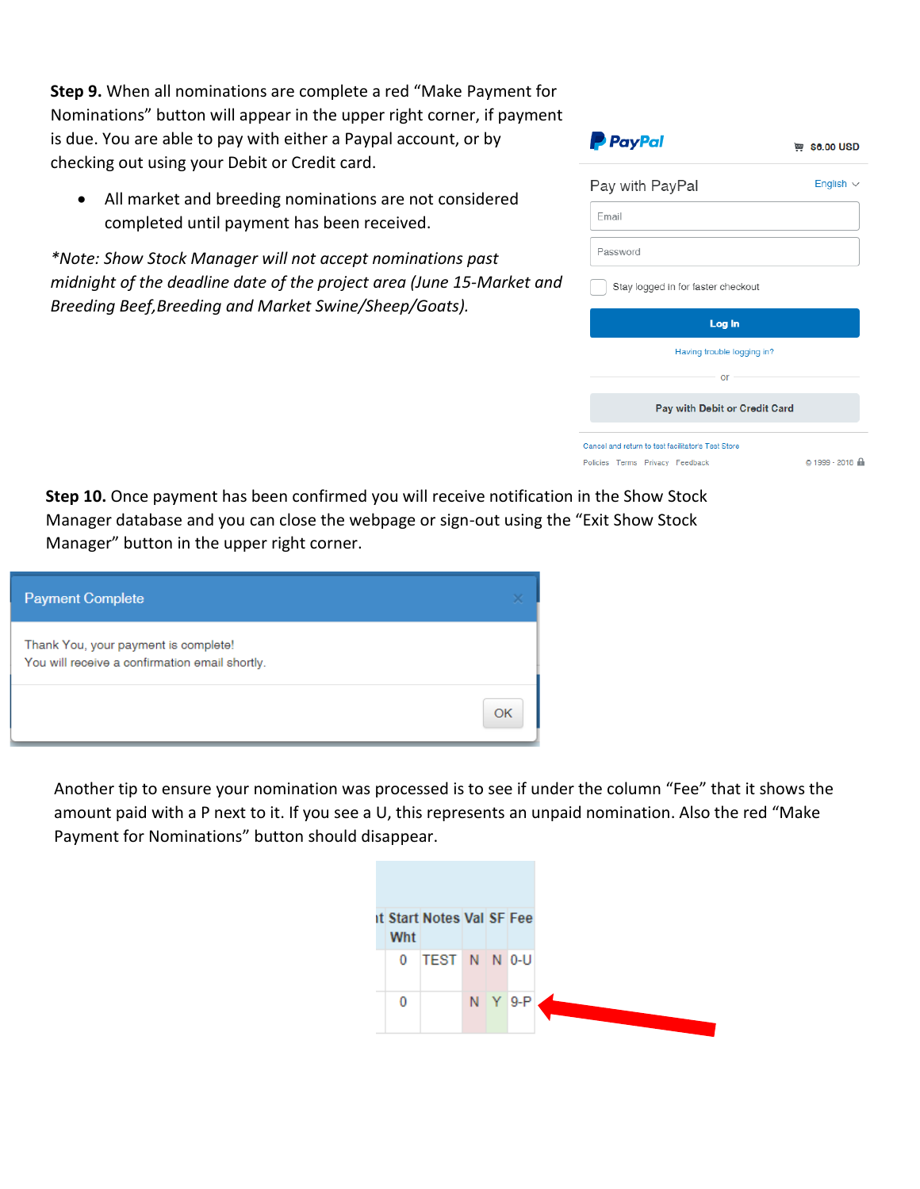**Step 9.** When all nominations are complete a red "Make Payment for Nominations" button will appear in the upper right corner, if payment is due. You are able to pay with either a Paypal account, or by checking out using your Debit or Credit card.

- All market and breeding nominations are not considered completed until payment has been received.

*\*Note: Show Stock Manager will not accept nominations past midnight of the deadline date of the project area (June 15-Market and Breeding Beef,Breeding and Market Swine/Sheep/Goats).*

**Step 10.** Once payment has been confirmed you will receive notification in the Show Stock Manager database and you can close the webpage or sign-out using the "Exit Show Stock Manager" button in the upper right corner.

Another tip to ensure your nomination was processed is to see if under the column "Fee" that it shows the amount paid with a P next to it. If you see a U, this represents an unpaid nomination. Also the red "Make Payment for Nominations" button should disappear.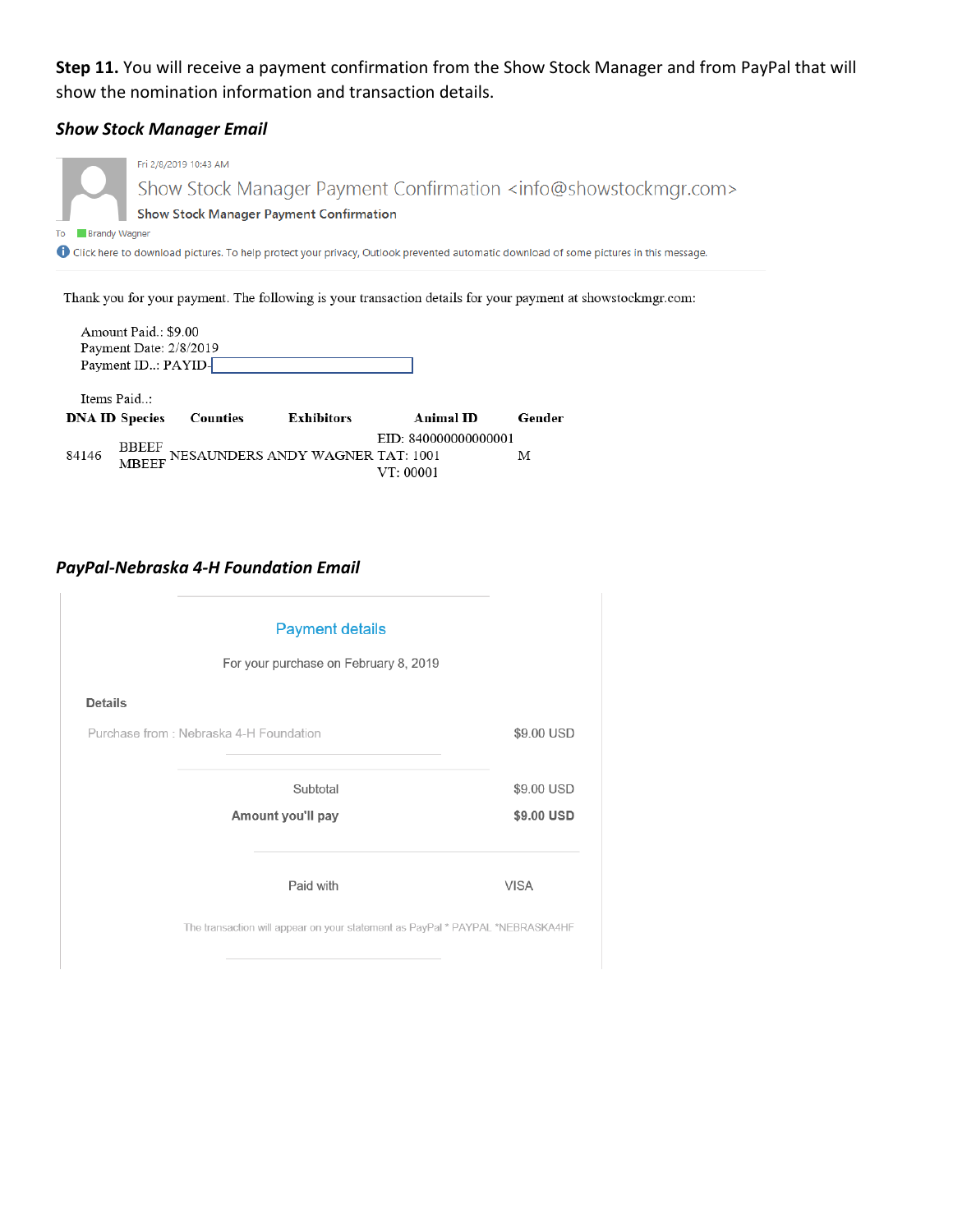**Step 11.** You will receive a payment confirmation from the Show Stock Manager and from PayPal that will show the nomination information and transaction details.

***Show Stock Manager Email***

Fri 2/8/2019 10:43 AM

Show Stock Manager Payment Confirmation <info@showstockmgr.com>

Show Stock Manager Payment Confirmation

To Brandy Wagner

Click here to download pictures. To help protect your privacy, Outlook prevented automatic download of some pictures in this message.

Thank you for your payment. The following is your transaction details for your payment at showstockmgr.com:

Amount Paid.: $9.00
Payment Date: 2/8/2019
Payment ID..: PAYID-

Items Paid..:

| DNA ID | Species | Counties | Exhibitors | Animal ID | Gender |
|---|---|---|---|---|---|
| 84146 | BBEEF MBEEF | NESAUNDERS | ANDY WAGNER | EID: 840000000000001 TAT: 1001 VT: 00001 | M |

***PayPal-Nebraska 4-H Foundation Email***

Payment details

For your purchase on February 8, 2019

**Details**

| | |
|---|---|
| Purchase from : Nebraska 4-H Foundation | $9.00 USD |
| Subtotal | $9.00 USD |
| **Amount you'll pay** | **$9.00 USD** |
| Paid with | VISA |

The transaction will appear on your statement as PayPal * PAYPAL *NEBRASKA4HF